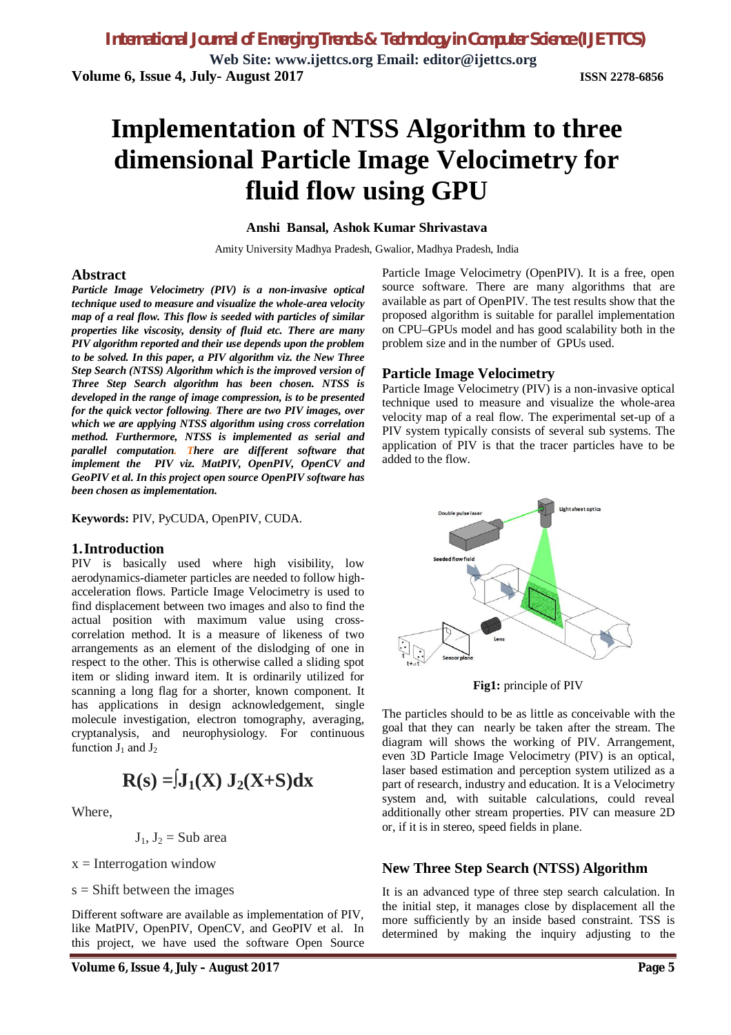# Implementation of NTSS Algorithm to three dimensional Particle Image Velocimetry for fluid flow using GPU

**Anshi Bansal, Ashok Kumar Shrivastava**

Amity University Madhya Pradesh, Gwalior, Madhya Pradesh, India

## Abstract

***Particle Image Velocimetry (PIV) is a non-invasive optical technique used to measure and visualize the whole-area velocity map of a real flow. This flow is seeded with particles of similar properties like viscosity, density of fluid etc. There are many PIV algorithm reported and their use depends upon the problem to be solved. In this paper, a PIV algorithm viz. the New Three Step Search (NTSS) Algorithm which is the improved version of Three Step Search algorithm has been chosen. NTSS is developed in the range of image compression, is to be presented for the quick vector following. There are two PIV images, over which we are applying NTSS algorithm using cross correlation method. Furthermore, NTSS is implemented as serial and parallel computation. There are different software that implement the PIV viz. MatPIV, OpenPIV, OpenCV and GeoPIV et al. In this project open source OpenPIV software has been chosen as implementation.***

**Keywords:** PIV, PyCUDA, OpenPIV, CUDA.

## 1. Introduction

PIV is basically used where high visibility, low aerodynamics-diameter particles are needed to follow high-acceleration flows. Particle Image Velocimetry is used to find displacement between two images and also to find the actual position with maximum value using cross-correlation method. It is a measure of likeness of two arrangements as an element of the dislodging of one in respect to the other. This is otherwise called a sliding spot item or sliding inward item. It is ordinarily utilized for scanning a long flag for a shorter, known component. It has applications in design acknowledgement, single molecule investigation, electron tomography, averaging, cryptanalysis, and neurophysiology. For continuous function $J_1$ and $J_2$

$$R(s) = \int J_1(X)\, J_2(X+S)dx$$

Where,

$J_1, J_2$ = Sub area

x = Interrogation window

s = Shift between the images

Different software are available as implementation of PIV, like MatPIV, OpenPIV, OpenCV, and GeoPIV et al. In this project, we have used the software Open Source Particle Image Velocimetry (OpenPIV). It is a free, open source software. There are many algorithms that are available as part of OpenPIV. The test results show that the proposed algorithm is suitable for parallel implementation on CPU–GPUs model and has good scalability both in the problem size and in the number of GPUs used.

## Particle Image Velocimetry

Particle Image Velocimetry (PIV) is a non-invasive optical technique used to measure and visualize the whole-area velocity map of a real flow. The experimental set-up of a PIV system typically consists of several sub systems. The application of PIV is that the tracer particles have to be added to the flow.

**Fig1:** principle of PIV

The particles should to be as little as conceivable with the goal that they can nearly be taken after the stream. The diagram will shows the working of PIV. Arrangement, even 3D Particle Image Velocimetry (PIV) is an optical, laser based estimation and perception system utilized as a part of research, industry and education. It is a Velocimetry system and, with suitable calculations, could reveal additionally other stream properties. PIV can measure 2D or, if it is in stereo, speed fields in plane.

## New Three Step Search (NTSS) Algorithm

It is an advanced type of three step search calculation. In the initial step, it manages close by displacement all the more sufficiently by an inside based constraint. TSS is determined by making the inquiry adjusting to the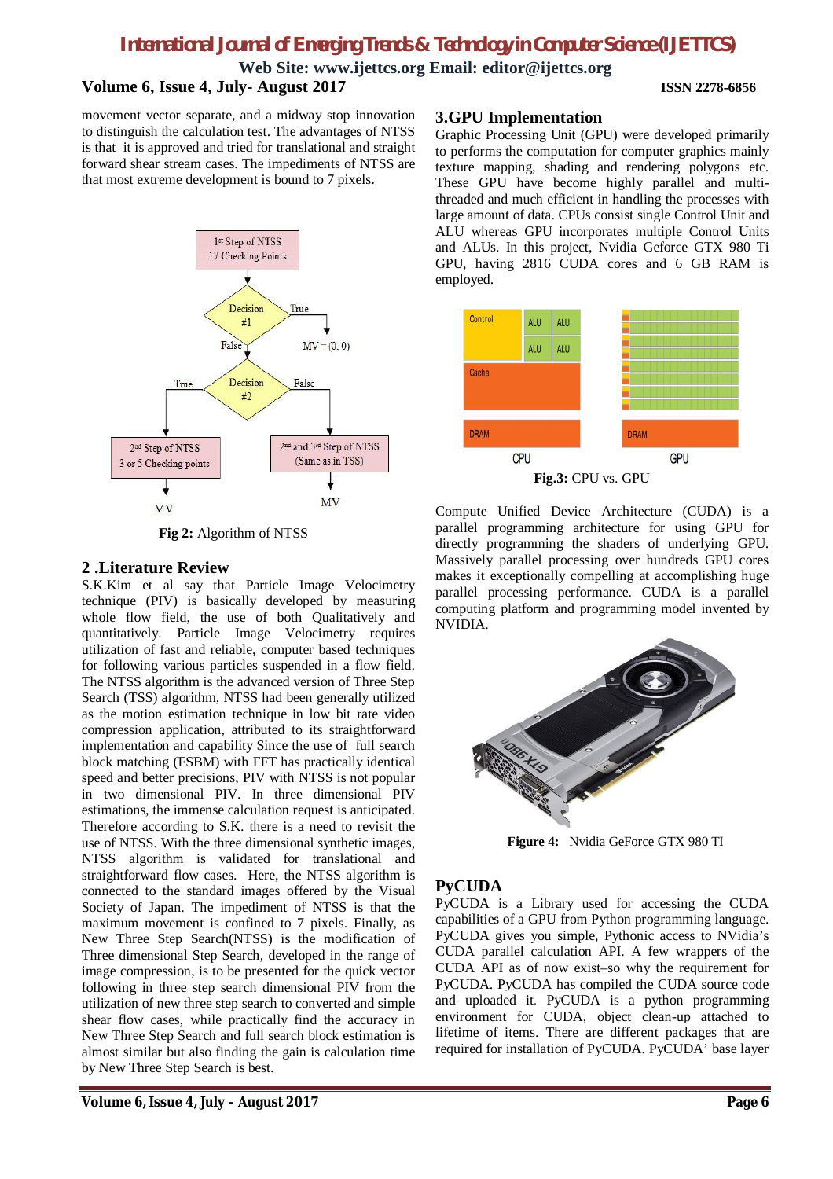movement vector separate, and a midway stop innovation to distinguish the calculation test. The advantages of NTSS is that it is approved and tried for translational and straight forward shear stream cases. The impediments of NTSS are that most extreme development is bound to 7 pixels**.**

**Fig 2:** Algorithm of NTSS

## 2 .Literature Review

S.K.Kim et al say that Particle Image Velocimetry technique (PIV) is basically developed by measuring whole flow field, the use of both Qualitatively and quantitatively. Particle Image Velocimetry requires utilization of fast and reliable, computer based techniques for following various particles suspended in a flow field. The NTSS algorithm is the advanced version of Three Step Search (TSS) algorithm, NTSS had been generally utilized as the motion estimation technique in low bit rate video compression application, attributed to its straightforward implementation and capability Since the use of full search block matching (FSBM) with FFT has practically identical speed and better precisions, PIV with NTSS is not popular in two dimensional PIV. In three dimensional PIV estimations, the immense calculation request is anticipated. Therefore according to S.K. there is a need to revisit the use of NTSS. With the three dimensional synthetic images, NTSS algorithm is validated for translational and straightforward flow cases. Here, the NTSS algorithm is connected to the standard images offered by the Visual Society of Japan. The impediment of NTSS is that the maximum movement is confined to 7 pixels. Finally, as New Three Step Search(NTSS) is the modification of Three dimensional Step Search, developed in the range of image compression, is to be presented for the quick vector following in three step search dimensional PIV from the utilization of new three step search to converted and simple shear flow cases, while practically find the accuracy in New Three Step Search and full search block estimation is almost similar but also finding the gain is calculation time by New Three Step Search is best.

## 3.GPU Implementation

Graphic Processing Unit (GPU) were developed primarily to performs the computation for computer graphics mainly texture mapping, shading and rendering polygons etc. These GPU have become highly parallel and multi-threaded and much efficient in handling the processes with large amount of data. CPUs consist single Control Unit and ALU whereas GPU incorporates multiple Control Units and ALUs. In this project, Nvidia Geforce GTX 980 Ti GPU, having 2816 CUDA cores and 6 GB RAM is employed.

**Fig.3:** CPU vs. GPU

Compute Unified Device Architecture (CUDA) is a parallel programming architecture for using GPU for directly programming the shaders of underlying GPU. Massively parallel processing over hundreds GPU cores makes it exceptionally compelling at accomplishing huge parallel processing performance. CUDA is a parallel computing platform and programming model invented by NVIDIA.

**Figure 4:** Nvidia GeForce GTX 980 TI

## PyCUDA

PyCUDA is a Library used for accessing the CUDA capabilities of a GPU from Python programming language. PyCUDA gives you simple, Pythonic access to NVidia's CUDA parallel calculation API. A few wrappers of the CUDA API as of now exist–so why the requirement for PyCUDA. PyCUDA has compiled the CUDA source code and uploaded it. PyCUDA is a python programming environment for CUDA, object clean-up attached to lifetime of items. There are different packages that are required for installation of PyCUDA. PyCUDA' base layer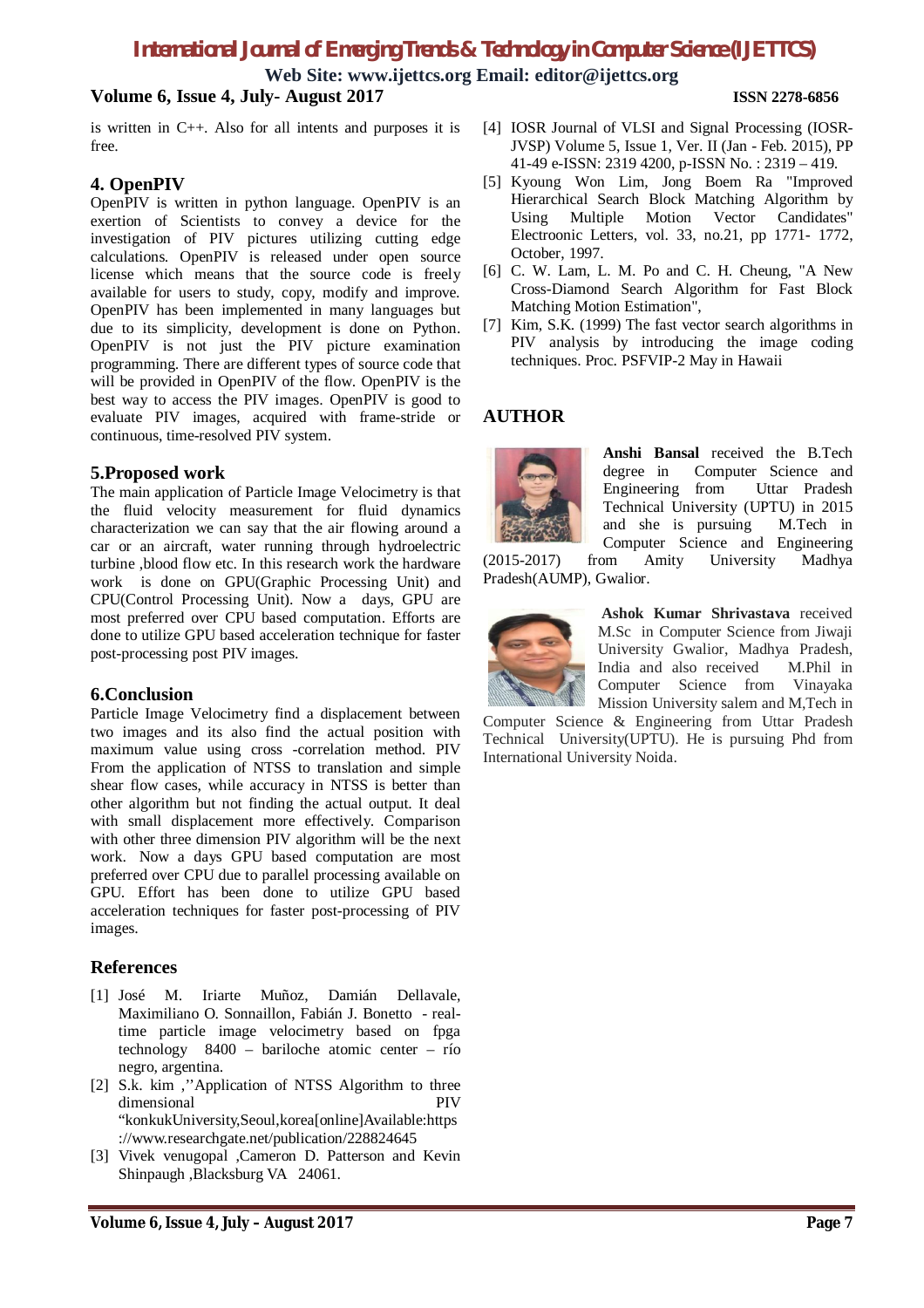is written in C++. Also for all intents and purposes it is free.

## 4. OpenPIV

OpenPIV is written in python language. OpenPIV is an exertion of Scientists to convey a device for the investigation of PIV pictures utilizing cutting edge calculations. OpenPIV is released under open source license which means that the source code is freely available for users to study, copy, modify and improve. OpenPIV has been implemented in many languages but due to its simplicity, development is done on Python. OpenPIV is not just the PIV picture examination programming. There are different types of source code that will be provided in OpenPIV of the flow. OpenPIV is the best way to access the PIV images. OpenPIV is good to evaluate PIV images, acquired with frame-stride or continuous, time-resolved PIV system.

## 5.Proposed work

The main application of Particle Image Velocimetry is that the fluid velocity measurement for fluid dynamics characterization we can say that the air flowing around a car or an aircraft, water running through hydroelectric turbine ,blood flow etc. In this research work the hardware work is done on GPU(Graphic Processing Unit) and CPU(Control Processing Unit). Now a days, GPU are most preferred over CPU based computation. Efforts are done to utilize GPU based acceleration technique for faster post-processing post PIV images.

## 6.Conclusion

Particle Image Velocimetry find a displacement between two images and its also find the actual position with maximum value using cross -correlation method. PIV From the application of NTSS to translation and simple shear flow cases, while accuracy in NTSS is better than other algorithm but not finding the actual output. It deal with small displacement more effectively. Comparison with other three dimension PIV algorithm will be the next work. Now a days GPU based computation are most preferred over CPU due to parallel processing available on GPU. Effort has been done to utilize GPU based acceleration techniques for faster post-processing of PIV images.

## References

[1] José M. Iriarte Muñoz, Damián Dellavale, Maximiliano O. Sonnaillon, Fabián J. Bonetto - real-time particle image velocimetry based on fpga technology 8400 – bariloche atomic center – río negro, argentina.

[2] S.k. kim ,''Application of NTSS Algorithm to three dimensional PIV "konkukUniversity,Seoul,korea[online]Available:https://www.researchgate.net/publication/228824645

[3] Vivek venugopal ,Cameron D. Patterson and Kevin Shinpaugh ,Blacksburg VA 24061.

[4] IOSR Journal of VLSI and Signal Processing (IOSR-JVSP) Volume 5, Issue 1, Ver. II (Jan - Feb. 2015), PP 41-49 e-ISSN: 2319 4200, p-ISSN No. : 2319 – 419.

[5] Kyoung Won Lim, Jong Boem Ra "Improved Hierarchical Search Block Matching Algorithm by Using Multiple Motion Vector Candidates" Electroonic Letters, vol. 33, no.21, pp 1771- 1772, October, 1997.

[6] C. W. Lam, L. M. Po and C. H. Cheung, "A New Cross-Diamond Search Algorithm for Fast Block Matching Motion Estimation",

[7] Kim, S.K. (1999) The fast vector search algorithms in PIV analysis by introducing the image coding techniques. Proc. PSFVIP-2 May in Hawaii

## AUTHOR

**Anshi Bansal** received the B.Tech degree in Computer Science and Engineering from Uttar Pradesh Technical University (UPTU) in 2015 and she is pursuing M.Tech in Computer Science and Engineering (2015-2017) from Amity University Madhya Pradesh(AUMP), Gwalior.

**Ashok Kumar Shrivastava** received M.Sc in Computer Science from Jiwaji University Gwalior, Madhya Pradesh, India and also received M.Phil in Computer Science from Vinayaka Mission University salem and M,Tech in Computer Science & Engineering from Uttar Pradesh Technical University(UPTU). He is pursuing Phd from International University Noida.